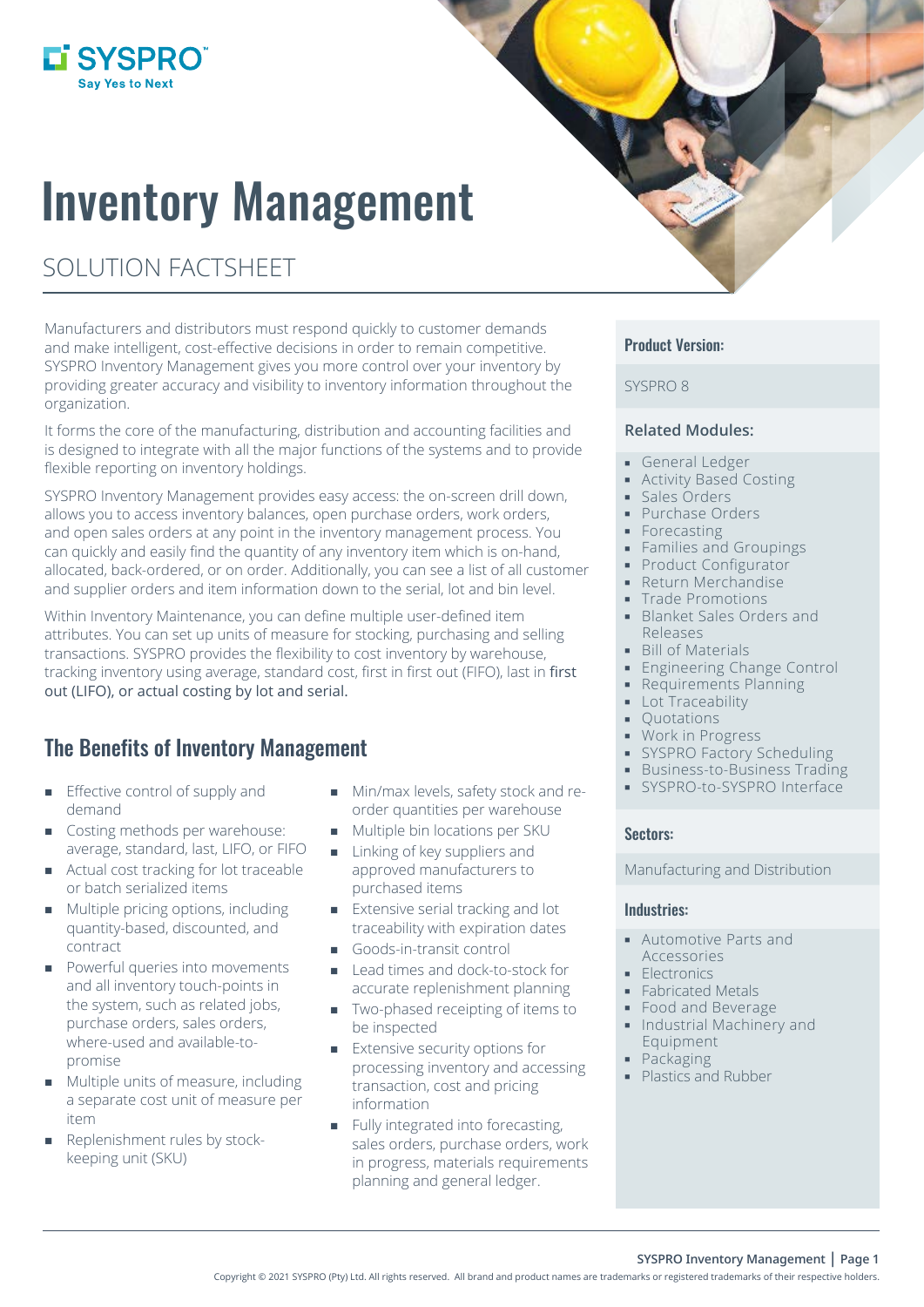SYSPRO
Say Yes to Next

# Inventory Management

## SOLUTION FACTSHEET

Manufacturers and distributors must respond quickly to customer demands and make intelligent, cost-effective decisions in order to remain competitive. SYSPRO Inventory Management gives you more control over your inventory by providing greater accuracy and visibility to inventory information throughout the organization.

It forms the core of the manufacturing, distribution and accounting facilities and is designed to integrate with all the major functions of the systems and to provide flexible reporting on inventory holdings.

SYSPRO Inventory Management provides easy access: the on-screen drill down, allows you to access inventory balances, open purchase orders, work orders, and open sales orders at any point in the inventory management process. You can quickly and easily find the quantity of any inventory item which is on-hand, allocated, back-ordered, or on order. Additionally, you can see a list of all customer and supplier orders and item information down to the serial, lot and bin level.

Within Inventory Maintenance, you can define multiple user-defined item attributes. You can set up units of measure for stocking, purchasing and selling transactions. SYSPRO provides the flexibility to cost inventory by warehouse, tracking inventory using average, standard cost, first in first out (FIFO), last in first out (LIFO), or actual costing by lot and serial.

## The Benefits of Inventory Management

- Effective control of supply and demand
- Costing methods per warehouse: average, standard, last, LIFO, or FIFO
- Actual cost tracking for lot traceable or batch serialized items
- Multiple pricing options, including quantity-based, discounted, and contract
- Powerful queries into movements and all inventory touch-points in the system, such as related jobs, purchase orders, sales orders, where-used and available-to-promise
- Multiple units of measure, including a separate cost unit of measure per item
- Replenishment rules by stock-keeping unit (SKU)
- Min/max levels, safety stock and re-order quantities per warehouse
- Multiple bin locations per SKU
- Linking of key suppliers and approved manufacturers to purchased items
- Extensive serial tracking and lot traceability with expiration dates
- Goods-in-transit control
- Lead times and dock-to-stock for accurate replenishment planning
- Two-phased receipting of items to be inspected
- Extensive security options for processing inventory and accessing transaction, cost and pricing information
- Fully integrated into forecasting, sales orders, purchase orders, work in progress, materials requirements planning and general ledger.

### Product Version:

SYSPRO 8

### Related Modules:

- General Ledger
- Activity Based Costing
- Sales Orders
- Purchase Orders
- Forecasting
- Families and Groupings
- Product Configurator
- Return Merchandise
- Trade Promotions
- Blanket Sales Orders and Releases
- Bill of Materials
- Engineering Change Control
- Requirements Planning
- Lot Traceability
- Quotations
- Work in Progress
- SYSPRO Factory Scheduling
- Business-to-Business Trading
- SYSPRO-to-SYSPRO Interface

### Sectors:

Manufacturing and Distribution

### Industries:

- Automotive Parts and Accessories
- Electronics
- Fabricated Metals
- Food and Beverage
- Industrial Machinery and Equipment
- Packaging
- Plastics and Rubber

Copyright © 2021 SYSPRO (Pty) Ltd. All rights reserved. All brand and product names are trademarks or registered trademarks of their respective holders.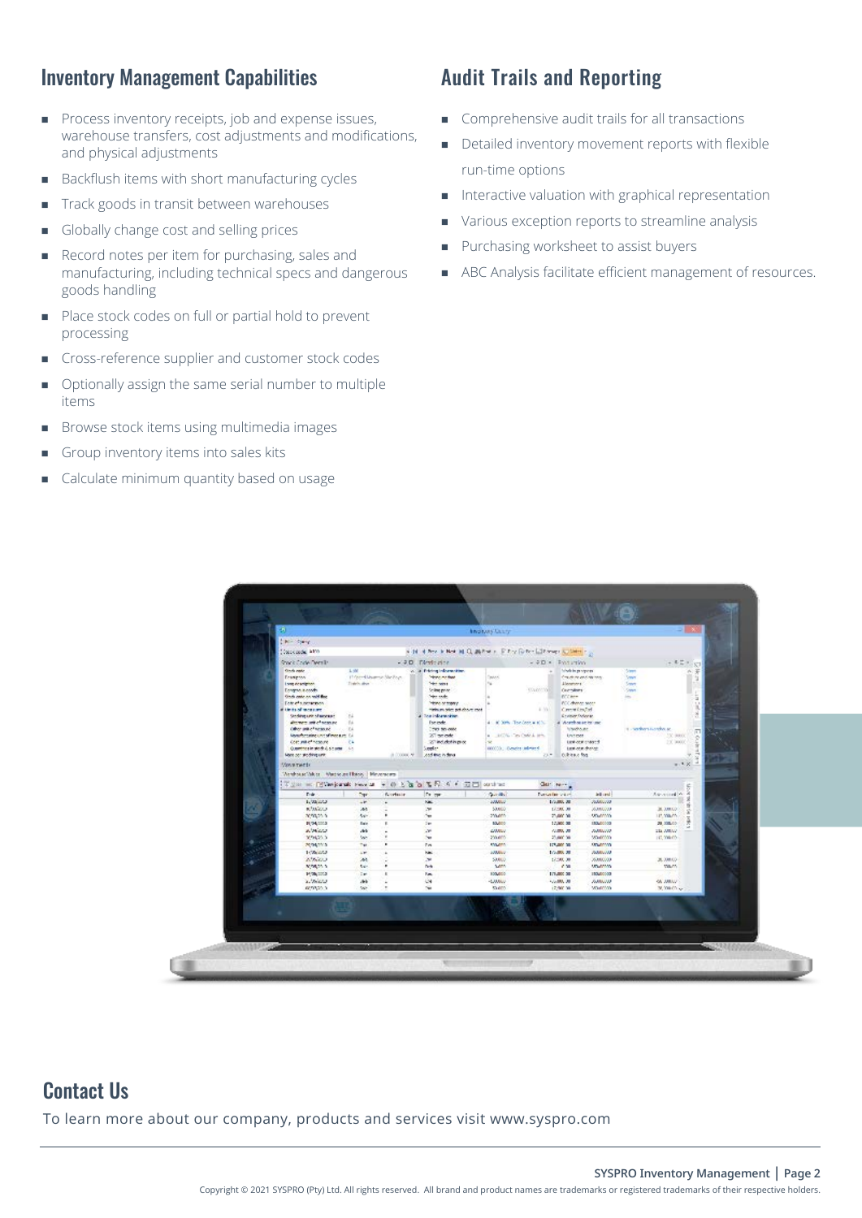## Inventory Management Capabilities

- Process inventory receipts, job and expense issues, warehouse transfers, cost adjustments and modifications, and physical adjustments
- Backflush items with short manufacturing cycles
- Track goods in transit between warehouses
- Globally change cost and selling prices
- Record notes per item for purchasing, sales and manufacturing, including technical specs and dangerous goods handling
- Place stock codes on full or partial hold to prevent processing
- Cross-reference supplier and customer stock codes
- Optionally assign the same serial number to multiple items
- Browse stock items using multimedia images
- Group inventory items into sales kits
- Calculate minimum quantity based on usage

## Audit Trails and Reporting

- Comprehensive audit trails for all transactions
- Detailed inventory movement reports with flexible run-time options
- Interactive valuation with graphical representation
- Various exception reports to streamline analysis
- Purchasing worksheet to assist buyers
- ABC Analysis facilitate efficient management of resources.

## Contact Us

To learn more about our company, products and services visit www.syspro.com

Copyright © 2021 SYSPRO (Pty) Ltd. All rights reserved. All brand and product names are trademarks or registered trademarks of their respective holders.